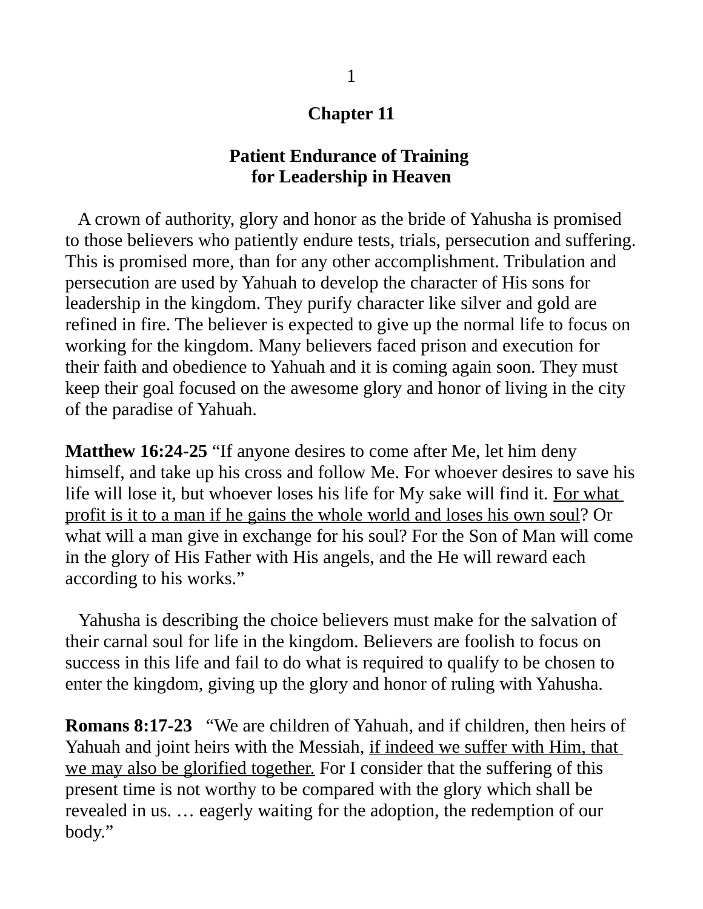# Chapter 11

## Patient Endurance of Training for Leadership in Heaven

A crown of authority, glory and honor as the bride of Yahusha is promised to those believers who patiently endure tests, trials, persecution and suffering. This is promised more, than for any other accomplishment. Tribulation and persecution are used by Yahuah to develop the character of His sons for leadership in the kingdom. They purify character like silver and gold are refined in fire. The believer is expected to give up the normal life to focus on working for the kingdom. Many believers faced prison and execution for their faith and obedience to Yahuah and it is coming again soon. They must keep their goal focused on the awesome glory and honor of living in the city of the paradise of Yahuah.

**Matthew 16:24-25** "If anyone desires to come after Me, let him deny himself, and take up his cross and follow Me. For whoever desires to save his life will lose it, but whoever loses his life for My sake will find it. <u>For what profit is it to a man if he gains the whole world and loses his own soul</u>? Or what will a man give in exchange for his soul? For the Son of Man will come in the glory of His Father with His angels, and the He will reward each according to his works."

Yahusha is describing the choice believers must make for the salvation of their carnal soul for life in the kingdom. Believers are foolish to focus on success in this life and fail to do what is required to qualify to be chosen to enter the kingdom, giving up the glory and honor of ruling with Yahusha.

**Romans 8:17-23** "We are children of Yahuah, and if children, then heirs of Yahuah and joint heirs with the Messiah, <u>if indeed we suffer with Him, that we may also be glorified together.</u> For I consider that the suffering of this present time is not worthy to be compared with the glory which shall be revealed in us. … eagerly waiting for the adoption, the redemption of our body."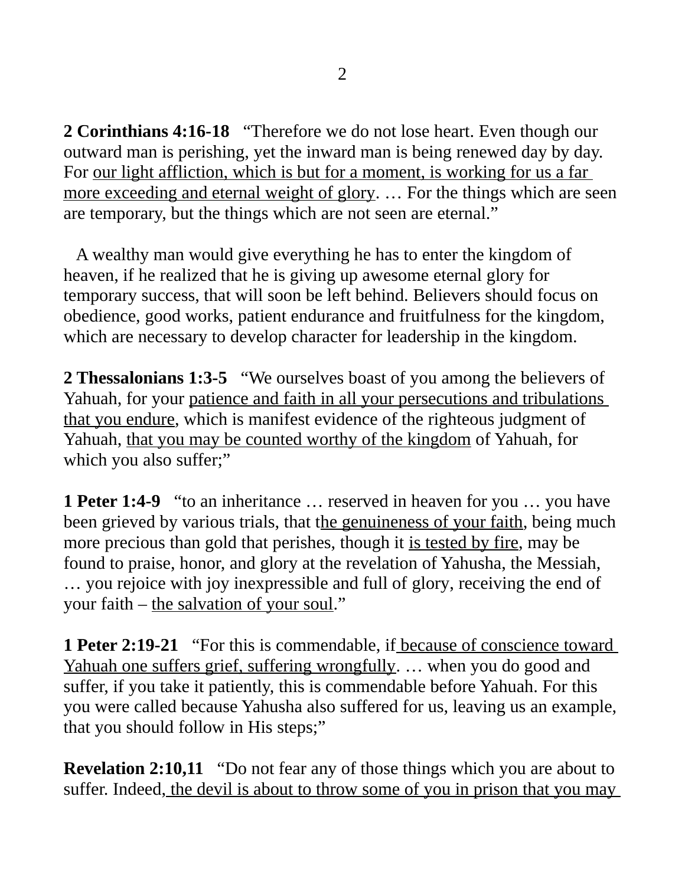**2 Corinthians 4:16-18** "Therefore we do not lose heart. Even though our outward man is perishing, yet the inward man is being renewed day by day. For <u>our light affliction, which is but for a moment, is working for us a far more exceeding and eternal weight of glory</u>. … For the things which are seen are temporary, but the things which are not seen are eternal."

A wealthy man would give everything he has to enter the kingdom of heaven, if he realized that he is giving up awesome eternal glory for temporary success, that will soon be left behind. Believers should focus on obedience, good works, patient endurance and fruitfulness for the kingdom, which are necessary to develop character for leadership in the kingdom.

**2 Thessalonians 1:3-5** "We ourselves boast of you among the believers of Yahuah, for your <u>patience and faith in all your persecutions and tribulations that you endure</u>, which is manifest evidence of the righteous judgment of Yahuah, <u>that you may be counted worthy of the kingdom</u> of Yahuah, for which you also suffer;"

**1 Peter 1:4-9** "to an inheritance … reserved in heaven for you … you have been grieved by various trials, that t<u>he genuineness of your faith</u>, being much more precious than gold that perishes, though it <u>is tested by fire</u>, may be found to praise, honor, and glory at the revelation of Yahusha, the Messiah, … you rejoice with joy inexpressible and full of glory, receiving the end of your faith – <u>the salvation of your soul</u>."

**1 Peter 2:19-21** "For this is commendable, if<u> because of conscience toward Yahuah one suffers grief, suffering wrongfully</u>. … when you do good and suffer, if you take it patiently, this is commendable before Yahuah. For this you were called because Yahusha also suffered for us, leaving us an example, that you should follow in His steps;"

**Revelation 2:10,11** "Do not fear any of those things which you are about to suffer. Indeed,<u> the devil is about to throw some of you in prison that you may</u>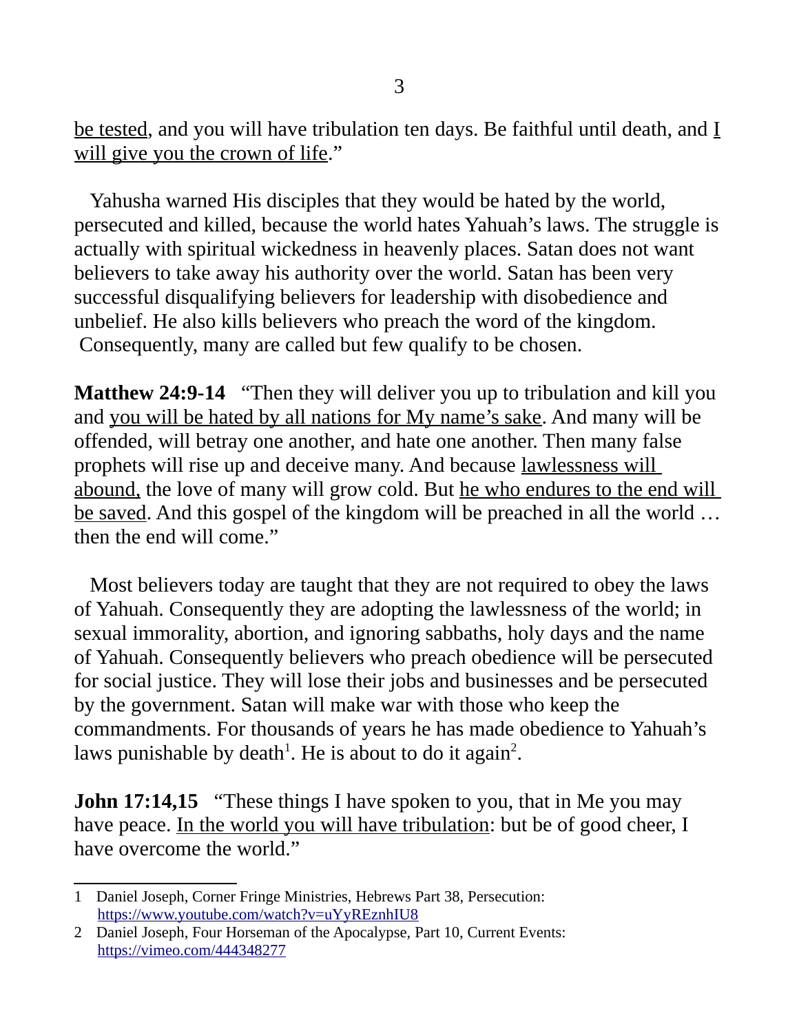be tested, and you will have tribulation ten days. Be faithful until death, and I will give you the crown of life."

Yahusha warned His disciples that they would be hated by the world, persecuted and killed, because the world hates Yahuah's laws. The struggle is actually with spiritual wickedness in heavenly places. Satan does not want believers to take away his authority over the world. Satan has been very successful disqualifying believers for leadership with disobedience and unbelief. He also kills believers who preach the word of the kingdom. Consequently, many are called but few qualify to be chosen.

**Matthew 24:9-14** "Then they will deliver you up to tribulation and kill you and you will be hated by all nations for My name's sake. And many will be offended, will betray one another, and hate one another. Then many false prophets will rise up and deceive many. And because lawlessness will abound, the love of many will grow cold. But he who endures to the end will be saved. And this gospel of the kingdom will be preached in all the world … then the end will come."

Most believers today are taught that they are not required to obey the laws of Yahuah. Consequently they are adopting the lawlessness of the world; in sexual immorality, abortion, and ignoring sabbaths, holy days and the name of Yahuah. Consequently believers who preach obedience will be persecuted for social justice. They will lose their jobs and businesses and be persecuted by the government. Satan will make war with those who keep the commandments. For thousands of years he has made obedience to Yahuah's laws punishable by death[1]. He is about to do it again[2].

**John 17:14,15** "These things I have spoken to you, that in Me you may have peace. In the world you will have tribulation: but be of good cheer, I have overcome the world."

---

1 Daniel Joseph, Corner Fringe Ministries, Hebrews Part 38, Persecution: https://www.youtube.com/watch?v=uYyREznhIU8

2 Daniel Joseph, Four Horseman of the Apocalypse, Part 10, Current Events: https://vimeo.com/444348277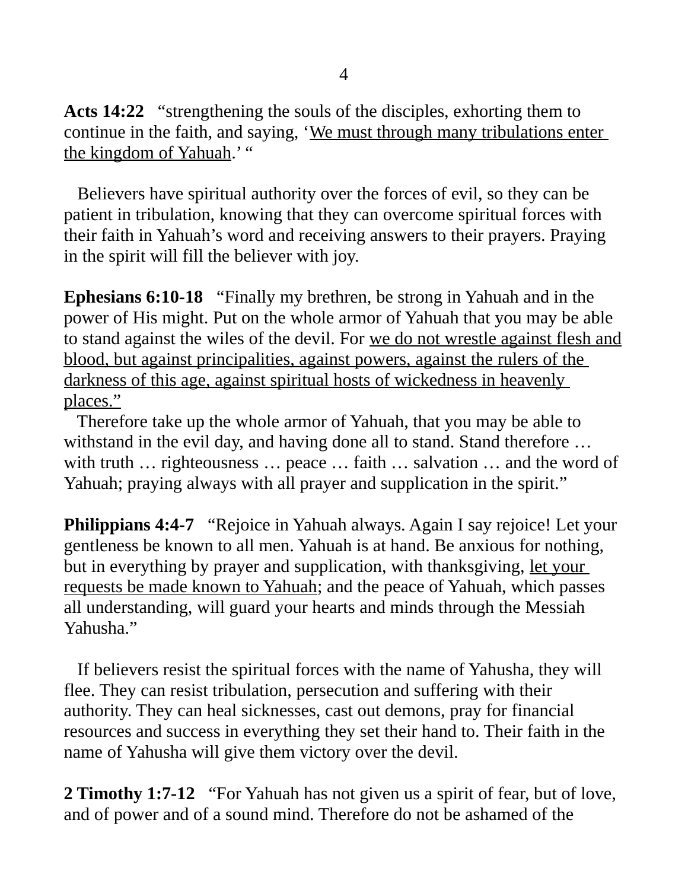**Acts 14:22** "strengthening the souls of the disciples, exhorting them to continue in the faith, and saying, 'We must through many tribulations enter the kingdom of Yahuah.' "

Believers have spiritual authority over the forces of evil, so they can be patient in tribulation, knowing that they can overcome spiritual forces with their faith in Yahuah's word and receiving answers to their prayers. Praying in the spirit will fill the believer with joy.

**Ephesians 6:10-18** "Finally my brethren, be strong in Yahuah and in the power of His might. Put on the whole armor of Yahuah that you may be able to stand against the wiles of the devil. For we do not wrestle against flesh and blood, but against principalities, against powers, against the rulers of the darkness of this age, against spiritual hosts of wickedness in heavenly places."

Therefore take up the whole armor of Yahuah, that you may be able to withstand in the evil day, and having done all to stand. Stand therefore … with truth … righteousness … peace … faith … salvation … and the word of Yahuah; praying always with all prayer and supplication in the spirit."

**Philippians 4:4-7** "Rejoice in Yahuah always. Again I say rejoice! Let your gentleness be known to all men. Yahuah is at hand. Be anxious for nothing, but in everything by prayer and supplication, with thanksgiving, let your requests be made known to Yahuah; and the peace of Yahuah, which passes all understanding, will guard your hearts and minds through the Messiah Yahusha."

If believers resist the spiritual forces with the name of Yahusha, they will flee. They can resist tribulation, persecution and suffering with their authority. They can heal sicknesses, cast out demons, pray for financial resources and success in everything they set their hand to. Their faith in the name of Yahusha will give them victory over the devil.

**2 Timothy 1:7-12** "For Yahuah has not given us a spirit of fear, but of love, and of power and of a sound mind. Therefore do not be ashamed of the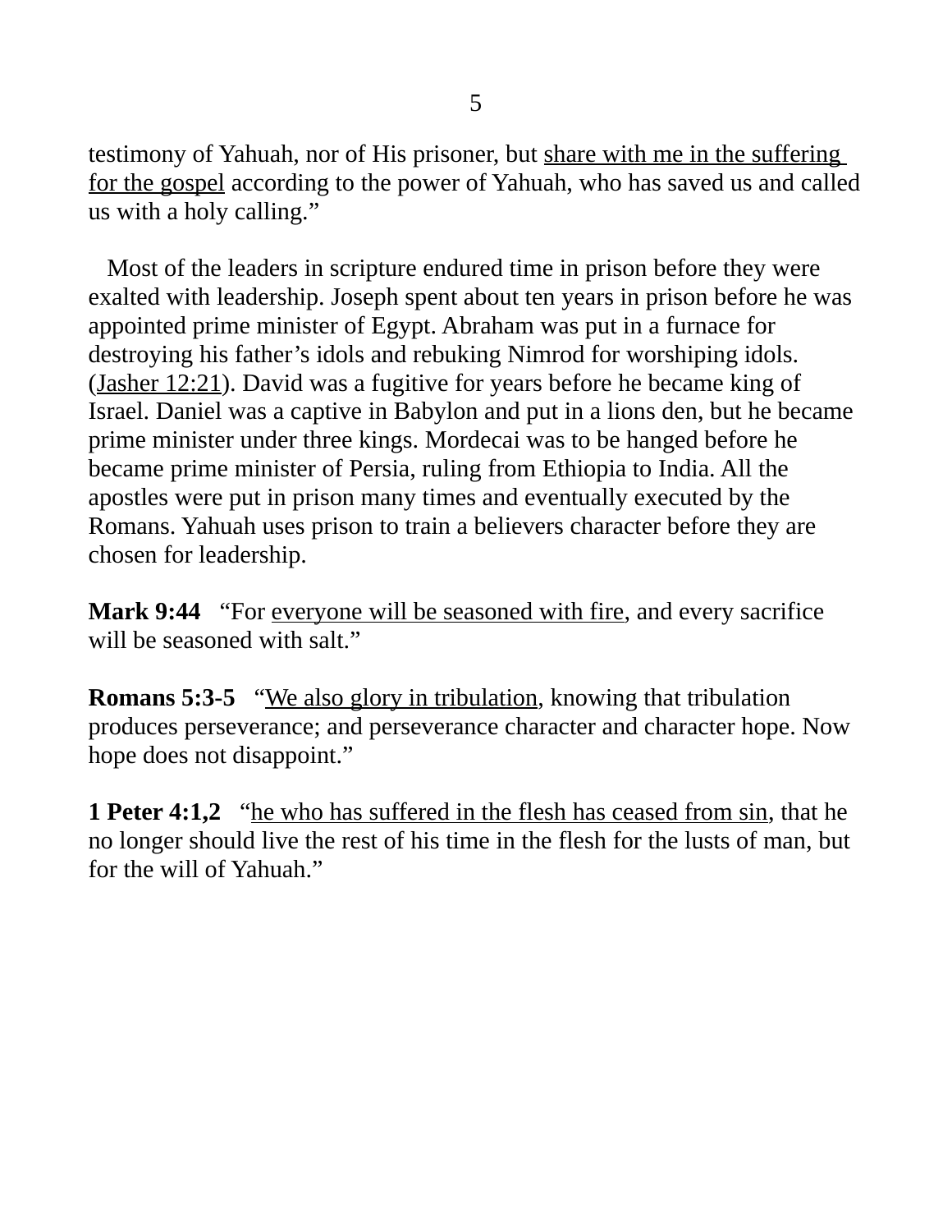testimony of Yahuah, nor of His prisoner, but <u>share with me in the suffering for the gospel</u> according to the power of Yahuah, who has saved us and called us with a holy calling."

Most of the leaders in scripture endured time in prison before they were exalted with leadership. Joseph spent about ten years in prison before he was appointed prime minister of Egypt. Abraham was put in a furnace for destroying his father's idols and rebuking Nimrod for worshiping idols. (<u>Jasher 12:21</u>). David was a fugitive for years before he became king of Israel. Daniel was a captive in Babylon and put in a lions den, but he became prime minister under three kings. Mordecai was to be hanged before he became prime minister of Persia, ruling from Ethiopia to India. All the apostles were put in prison many times and eventually executed by the Romans. Yahuah uses prison to train a believers character before they are chosen for leadership.

**Mark 9:44** "For <u>everyone will be seasoned with fire</u>, and every sacrifice will be seasoned with salt."

**Romans 5:3-5** "<u>We also glory in tribulation</u>, knowing that tribulation produces perseverance; and perseverance character and character hope. Now hope does not disappoint."

**1 Peter 4:1,2** "<u>he who has suffered in the flesh has ceased from sin</u>, that he no longer should live the rest of his time in the flesh for the lusts of man, but for the will of Yahuah."